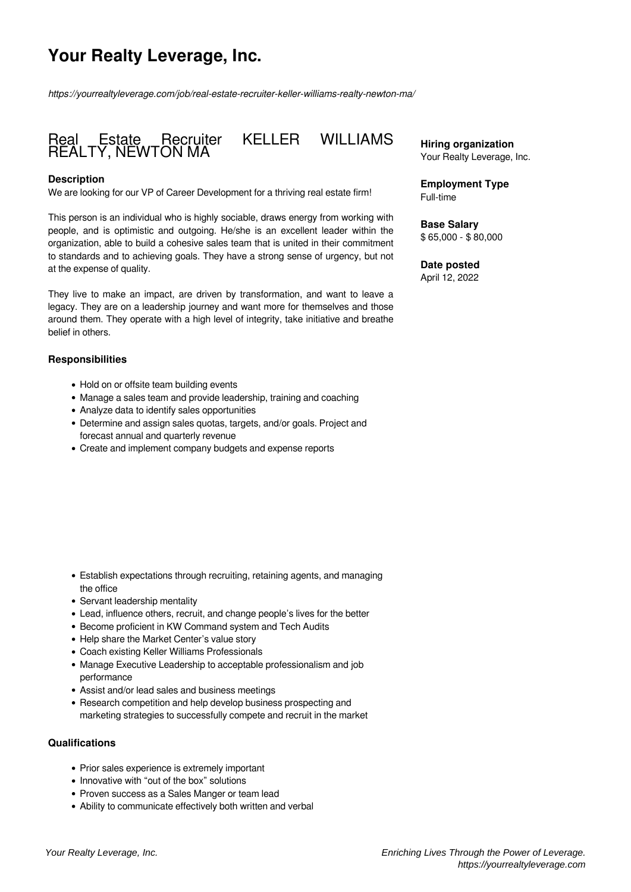# Your Realty Leverage, Inc.

*https://yourrealtyleverage.com/job/real-estate-recruiter-keller-williams-realty-newton-ma/*

## Real Estate Recruiter KELLER WILLIAMS REALTY, NEWTON MA

**Hiring organization**
Your Realty Leverage, Inc.

**Employment Type**
Full-time

**Base Salary**
$ 65,000 - $ 80,000

**Date posted**
April 12, 2022

### Description

We are looking for our VP of Career Development for a thriving real estate firm!

This person is an individual who is highly sociable, draws energy from working with people, and is optimistic and outgoing. He/she is an excellent leader within the organization, able to build a cohesive sales team that is united in their commitment to standards and to achieving goals. They have a strong sense of urgency, but not at the expense of quality.

They live to make an impact, are driven by transformation, and want to leave a legacy. They are on a leadership journey and want more for themselves and those around them. They operate with a high level of integrity, take initiative and breathe belief in others.

### Responsibilities

- Hold on or offsite team building events
- Manage a sales team and provide leadership, training and coaching
- Analyze data to identify sales opportunities
- Determine and assign sales quotas, targets, and/or goals. Project and forecast annual and quarterly revenue
- Create and implement company budgets and expense reports
- Establish expectations through recruiting, retaining agents, and managing the office
- Servant leadership mentality
- Lead, influence others, recruit, and change people's lives for the better
- Become proficient in KW Command system and Tech Audits
- Help share the Market Center's value story
- Coach existing Keller Williams Professionals
- Manage Executive Leadership to acceptable professionalism and job performance
- Assist and/or lead sales and business meetings
- Research competition and help develop business prospecting and marketing strategies to successfully compete and recruit in the market

### Qualifications

- Prior sales experience is extremely important
- Innovative with "out of the box" solutions
- Proven success as a Sales Manger or team lead
- Ability to communicate effectively both written and verbal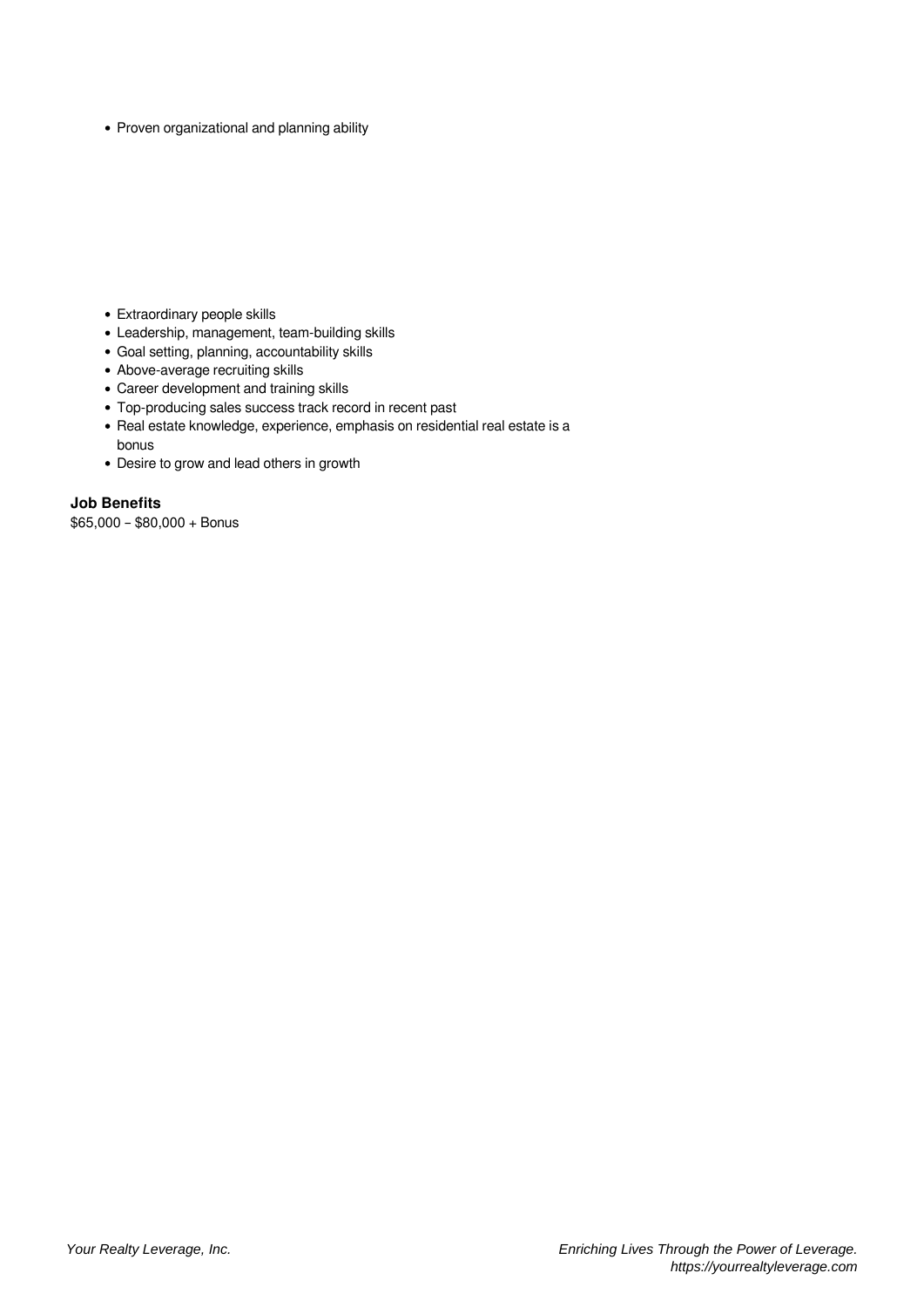- Proven organizational and planning ability

- Extraordinary people skills
- Leadership, management, team-building skills
- Goal setting, planning, accountability skills
- Above-average recruiting skills
- Career development and training skills
- Top-producing sales success track record in recent past
- Real estate knowledge, experience, emphasis on residential real estate is a bonus
- Desire to grow and lead others in growth

**Job Benefits**

$65,000 – $80,000 + Bonus